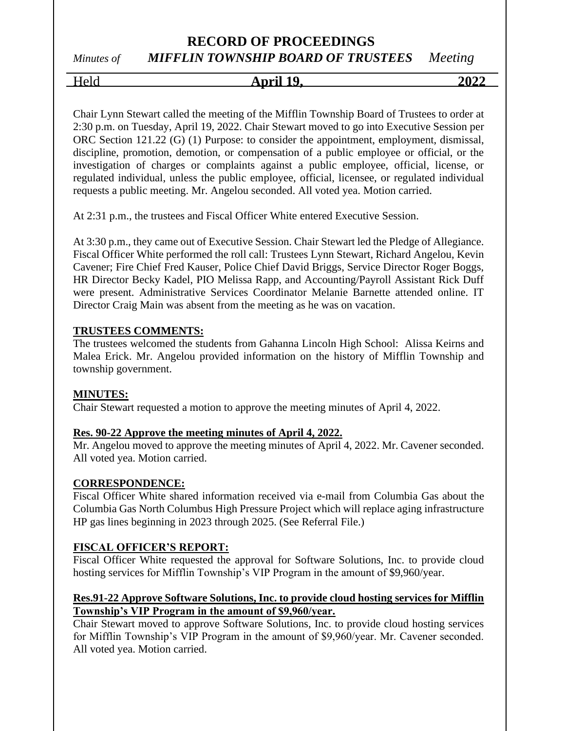# RECORD OF PROCEEDINGS

*Minutes of* ***MIFFLIN TOWNSHIP BOARD OF TRUSTEES*** *Meeting*

Held **April 19, 2022**

Chair Lynn Stewart called the meeting of the Mifflin Township Board of Trustees to order at 2:30 p.m. on Tuesday, April 19, 2022. Chair Stewart moved to go into Executive Session per ORC Section 121.22 (G) (1) Purpose: to consider the appointment, employment, dismissal, discipline, promotion, demotion, or compensation of a public employee or official, or the investigation of charges or complaints against a public employee, official, license, or regulated individual, unless the public employee, official, licensee, or regulated individual requests a public meeting. Mr. Angelou seconded. All voted yea. Motion carried.

At 2:31 p.m., the trustees and Fiscal Officer White entered Executive Session.

At 3:30 p.m., they came out of Executive Session. Chair Stewart led the Pledge of Allegiance. Fiscal Officer White performed the roll call: Trustees Lynn Stewart, Richard Angelou, Kevin Cavener; Fire Chief Fred Kauser, Police Chief David Briggs, Service Director Roger Boggs, HR Director Becky Kadel, PIO Melissa Rapp, and Accounting/Payroll Assistant Rick Duff were present. Administrative Services Coordinator Melanie Barnette attended online. IT Director Craig Main was absent from the meeting as he was on vacation.

**TRUSTEES COMMENTS:**

The trustees welcomed the students from Gahanna Lincoln High School: Alissa Keirns and Malea Erick. Mr. Angelou provided information on the history of Mifflin Township and township government.

**MINUTES:**

Chair Stewart requested a motion to approve the meeting minutes of April 4, 2022.

**Res. 90-22 Approve the meeting minutes of April 4, 2022.**

Mr. Angelou moved to approve the meeting minutes of April 4, 2022. Mr. Cavener seconded. All voted yea. Motion carried.

**CORRESPONDENCE:**

Fiscal Officer White shared information received via e-mail from Columbia Gas about the Columbia Gas North Columbus High Pressure Project which will replace aging infrastructure HP gas lines beginning in 2023 through 2025. (See Referral File.)

**FISCAL OFFICER'S REPORT:**

Fiscal Officer White requested the approval for Software Solutions, Inc. to provide cloud hosting services for Mifflin Township's VIP Program in the amount of $9,960/year.

**Res.91-22 Approve Software Solutions, Inc. to provide cloud hosting services for Mifflin Township's VIP Program in the amount of $9,960/year.**

Chair Stewart moved to approve Software Solutions, Inc. to provide cloud hosting services for Mifflin Township's VIP Program in the amount of $9,960/year. Mr. Cavener seconded. All voted yea. Motion carried.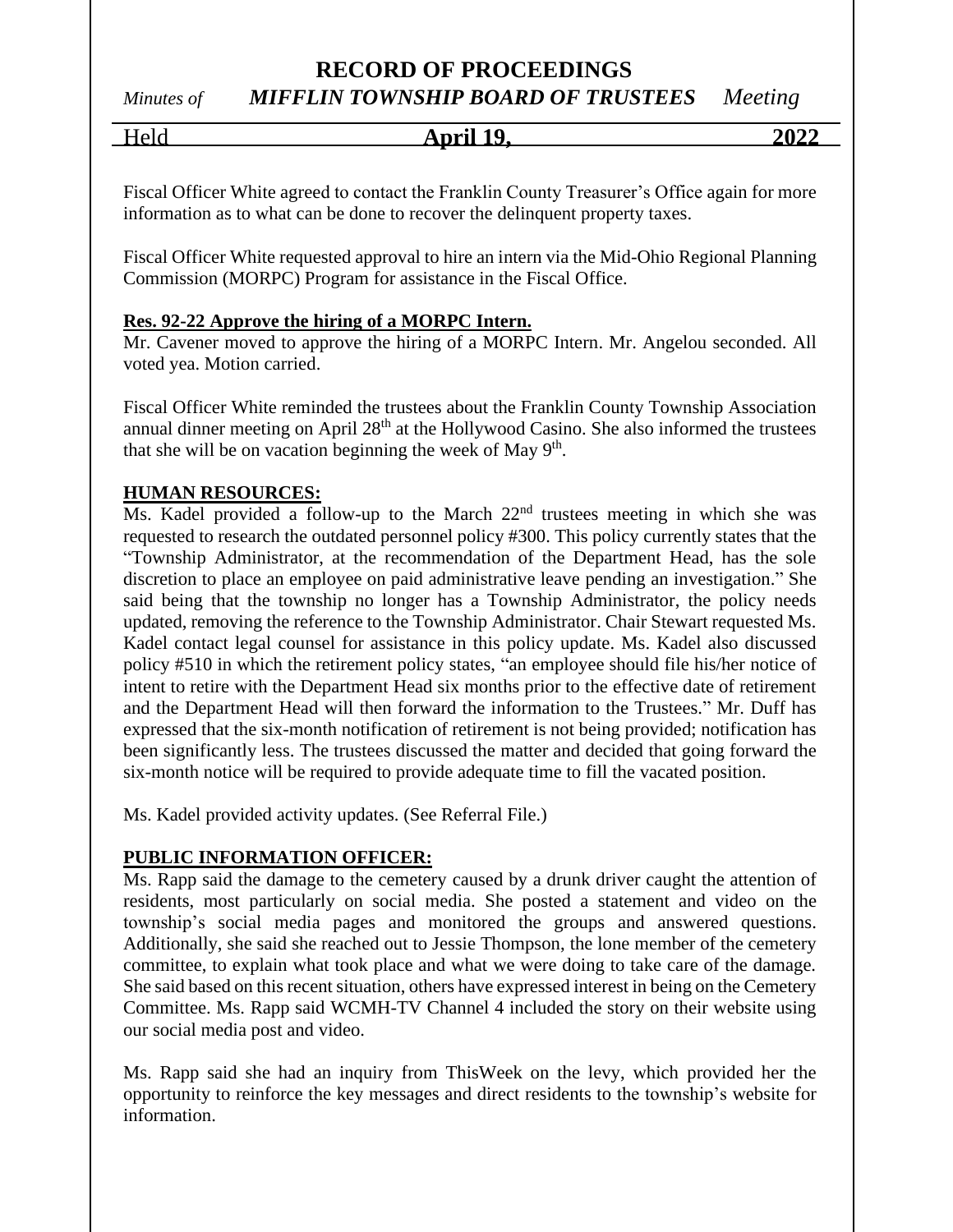Fiscal Officer White agreed to contact the Franklin County Treasurer's Office again for more information as to what can be done to recover the delinquent property taxes.

Fiscal Officer White requested approval to hire an intern via the Mid-Ohio Regional Planning Commission (MORPC) Program for assistance in the Fiscal Office.

**Res. 92-22 Approve the hiring of a MORPC Intern.**
Mr. Cavener moved to approve the hiring of a MORPC Intern. Mr. Angelou seconded. All voted yea. Motion carried.

Fiscal Officer White reminded the trustees about the Franklin County Township Association annual dinner meeting on April 28th at the Hollywood Casino. She also informed the trustees that she will be on vacation beginning the week of May 9th.

**HUMAN RESOURCES:**
Ms. Kadel provided a follow-up to the March 22nd trustees meeting in which she was requested to research the outdated personnel policy #300. This policy currently states that the "Township Administrator, at the recommendation of the Department Head, has the sole discretion to place an employee on paid administrative leave pending an investigation." She said being that the township no longer has a Township Administrator, the policy needs updated, removing the reference to the Township Administrator. Chair Stewart requested Ms. Kadel contact legal counsel for assistance in this policy update. Ms. Kadel also discussed policy #510 in which the retirement policy states, "an employee should file his/her notice of intent to retire with the Department Head six months prior to the effective date of retirement and the Department Head will then forward the information to the Trustees." Mr. Duff has expressed that the six-month notification of retirement is not being provided; notification has been significantly less. The trustees discussed the matter and decided that going forward the six-month notice will be required to provide adequate time to fill the vacated position.

Ms. Kadel provided activity updates. (See Referral File.)

**PUBLIC INFORMATION OFFICER:**
Ms. Rapp said the damage to the cemetery caused by a drunk driver caught the attention of residents, most particularly on social media. She posted a statement and video on the township's social media pages and monitored the groups and answered questions. Additionally, she said she reached out to Jessie Thompson, the lone member of the cemetery committee, to explain what took place and what we were doing to take care of the damage. She said based on this recent situation, others have expressed interest in being on the Cemetery Committee. Ms. Rapp said WCMH-TV Channel 4 included the story on their website using our social media post and video.

Ms. Rapp said she had an inquiry from ThisWeek on the levy, which provided her the opportunity to reinforce the key messages and direct residents to the township's website for information.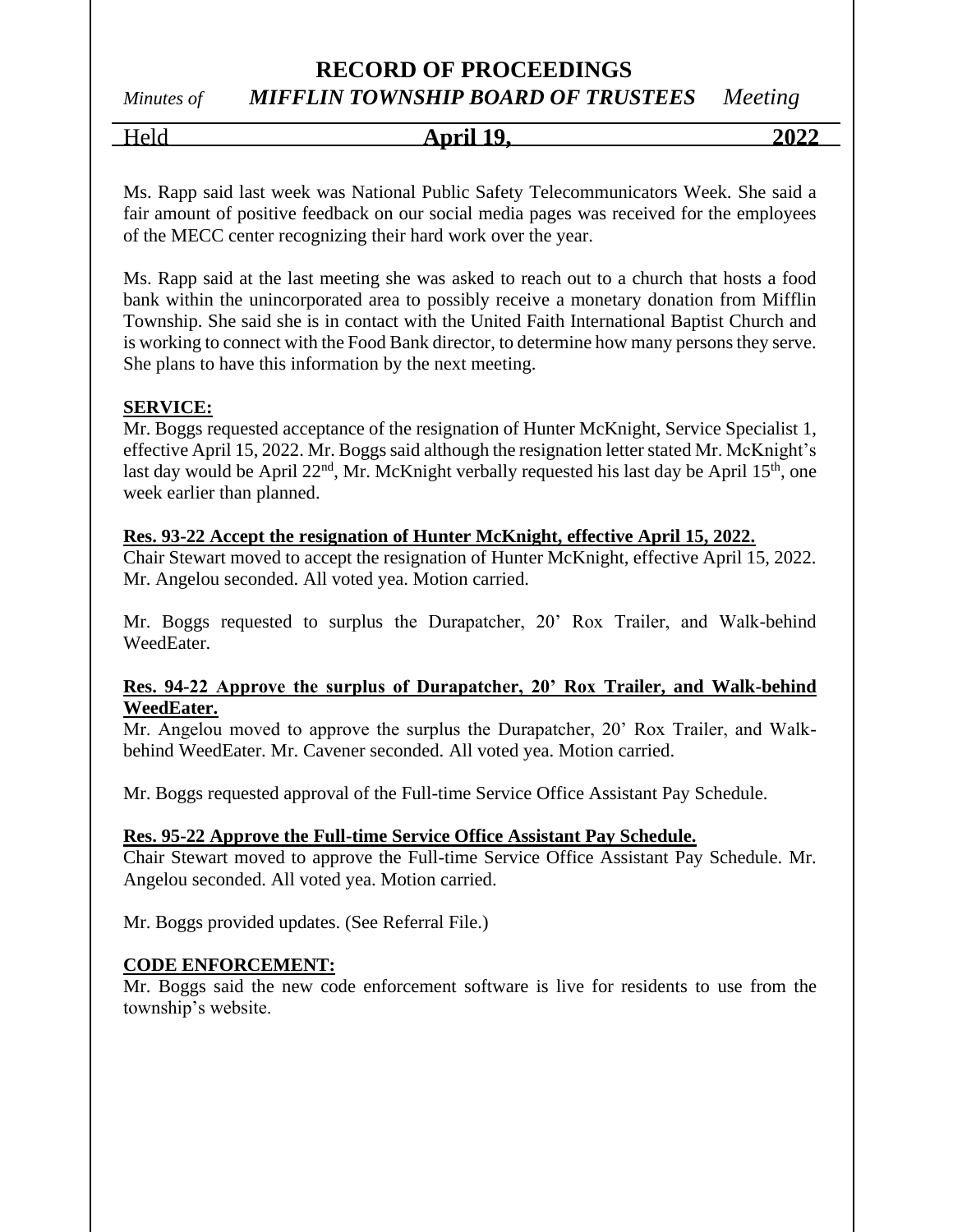Ms. Rapp said last week was National Public Safety Telecommunicators Week. She said a fair amount of positive feedback on our social media pages was received for the employees of the MECC center recognizing their hard work over the year.

Ms. Rapp said at the last meeting she was asked to reach out to a church that hosts a food bank within the unincorporated area to possibly receive a monetary donation from Mifflin Township. She said she is in contact with the United Faith International Baptist Church and is working to connect with the Food Bank director, to determine how many persons they serve. She plans to have this information by the next meeting.

**SERVICE:**

Mr. Boggs requested acceptance of the resignation of Hunter McKnight, Service Specialist 1, effective April 15, 2022. Mr. Boggs said although the resignation letter stated Mr. McKnight's last day would be April 22nd, Mr. McKnight verbally requested his last day be April 15th, one week earlier than planned.

**Res. 93-22 Accept the resignation of Hunter McKnight, effective April 15, 2022.**

Chair Stewart moved to accept the resignation of Hunter McKnight, effective April 15, 2022. Mr. Angelou seconded. All voted yea. Motion carried.

Mr. Boggs requested to surplus the Durapatcher, 20' Rox Trailer, and Walk-behind WeedEater.

**Res. 94-22 Approve the surplus of Durapatcher, 20' Rox Trailer, and Walk-behind WeedEater.**

Mr. Angelou moved to approve the surplus the Durapatcher, 20' Rox Trailer, and Walk-behind WeedEater. Mr. Cavener seconded. All voted yea. Motion carried.

Mr. Boggs requested approval of the Full-time Service Office Assistant Pay Schedule.

**Res. 95-22 Approve the Full-time Service Office Assistant Pay Schedule.**

Chair Stewart moved to approve the Full-time Service Office Assistant Pay Schedule. Mr. Angelou seconded. All voted yea. Motion carried.

Mr. Boggs provided updates. (See Referral File.)

**CODE ENFORCEMENT:**

Mr. Boggs said the new code enforcement software is live for residents to use from the township's website.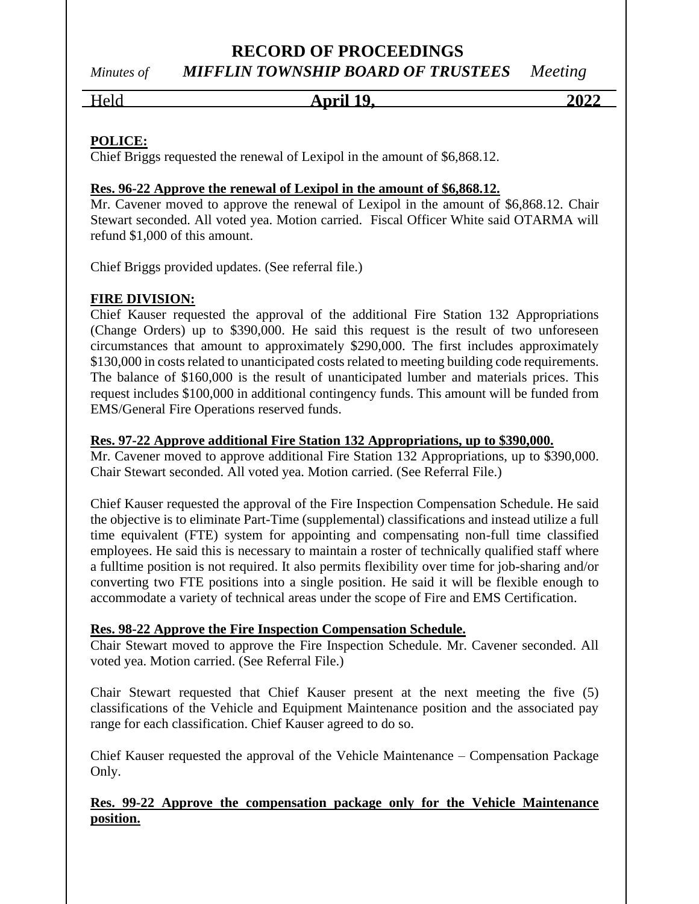**POLICE:**

Chief Briggs requested the renewal of Lexipol in the amount of $6,868.12.

**Res. 96-22 Approve the renewal of Lexipol in the amount of $6,868.12.**

Mr. Cavener moved to approve the renewal of Lexipol in the amount of $6,868.12. Chair Stewart seconded. All voted yea. Motion carried. Fiscal Officer White said OTARMA will refund $1,000 of this amount.

Chief Briggs provided updates. (See referral file.)

**FIRE DIVISION:**

Chief Kauser requested the approval of the additional Fire Station 132 Appropriations (Change Orders) up to $390,000. He said this request is the result of two unforeseen circumstances that amount to approximately $290,000. The first includes approximately $130,000 in costs related to unanticipated costs related to meeting building code requirements. The balance of $160,000 is the result of unanticipated lumber and materials prices. This request includes $100,000 in additional contingency funds. This amount will be funded from EMS/General Fire Operations reserved funds.

**Res. 97-22 Approve additional Fire Station 132 Appropriations, up to $390,000.**

Mr. Cavener moved to approve additional Fire Station 132 Appropriations, up to $390,000. Chair Stewart seconded. All voted yea. Motion carried. (See Referral File.)

Chief Kauser requested the approval of the Fire Inspection Compensation Schedule. He said the objective is to eliminate Part-Time (supplemental) classifications and instead utilize a full time equivalent (FTE) system for appointing and compensating non-full time classified employees. He said this is necessary to maintain a roster of technically qualified staff where a fulltime position is not required. It also permits flexibility over time for job-sharing and/or converting two FTE positions into a single position. He said it will be flexible enough to accommodate a variety of technical areas under the scope of Fire and EMS Certification.

**Res. 98-22 Approve the Fire Inspection Compensation Schedule.**

Chair Stewart moved to approve the Fire Inspection Schedule. Mr. Cavener seconded. All voted yea. Motion carried. (See Referral File.)

Chair Stewart requested that Chief Kauser present at the next meeting the five (5) classifications of the Vehicle and Equipment Maintenance position and the associated pay range for each classification. Chief Kauser agreed to do so.

Chief Kauser requested the approval of the Vehicle Maintenance – Compensation Package Only.

**Res. 99-22 Approve the compensation package only for the Vehicle Maintenance position.**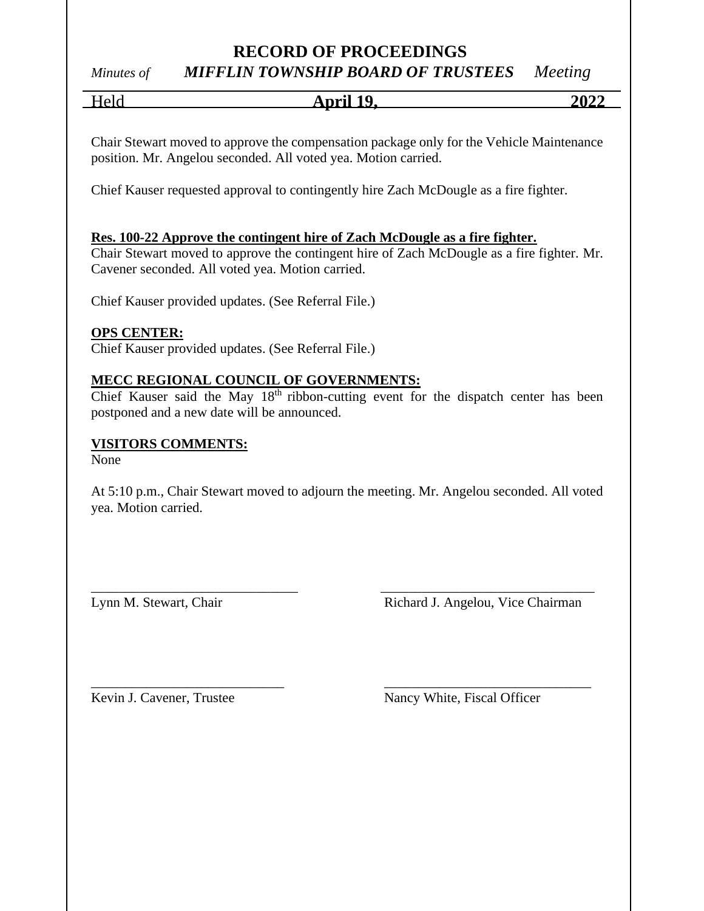Chair Stewart moved to approve the compensation package only for the Vehicle Maintenance position. Mr. Angelou seconded. All voted yea. Motion carried.

Chief Kauser requested approval to contingently hire Zach McDougle as a fire fighter.

**Res. 100-22 Approve the contingent hire of Zach McDougle as a fire fighter.**
Chair Stewart moved to approve the contingent hire of Zach McDougle as a fire fighter. Mr. Cavener seconded. All voted yea. Motion carried.

Chief Kauser provided updates. (See Referral File.)

**OPS CENTER:**
Chief Kauser provided updates. (See Referral File.)

**MECC REGIONAL COUNCIL OF GOVERNMENTS:**
Chief Kauser said the May 18th ribbon-cutting event for the dispatch center has been postponed and a new date will be announced.

**VISITORS COMMENTS:**
None

At 5:10 p.m., Chair Stewart moved to adjourn the meeting. Mr. Angelou seconded. All voted yea. Motion carried.

\_\_\_\_\_\_\_\_\_\_\_\_\_\_\_\_\_\_\_\_\_\_\_\_\_\_\_\_\_\_
Lynn M. Stewart, Chair

\_\_\_\_\_\_\_\_\_\_\_\_\_\_\_\_\_\_\_\_\_\_\_\_\_\_\_\_\_\_
Richard J. Angelou, Vice Chairman

\_\_\_\_\_\_\_\_\_\_\_\_\_\_\_\_\_\_\_\_\_\_\_\_\_\_\_\_\_\_
Kevin J. Cavener, Trustee

\_\_\_\_\_\_\_\_\_\_\_\_\_\_\_\_\_\_\_\_\_\_\_\_\_\_\_\_\_\_
Nancy White, Fiscal Officer